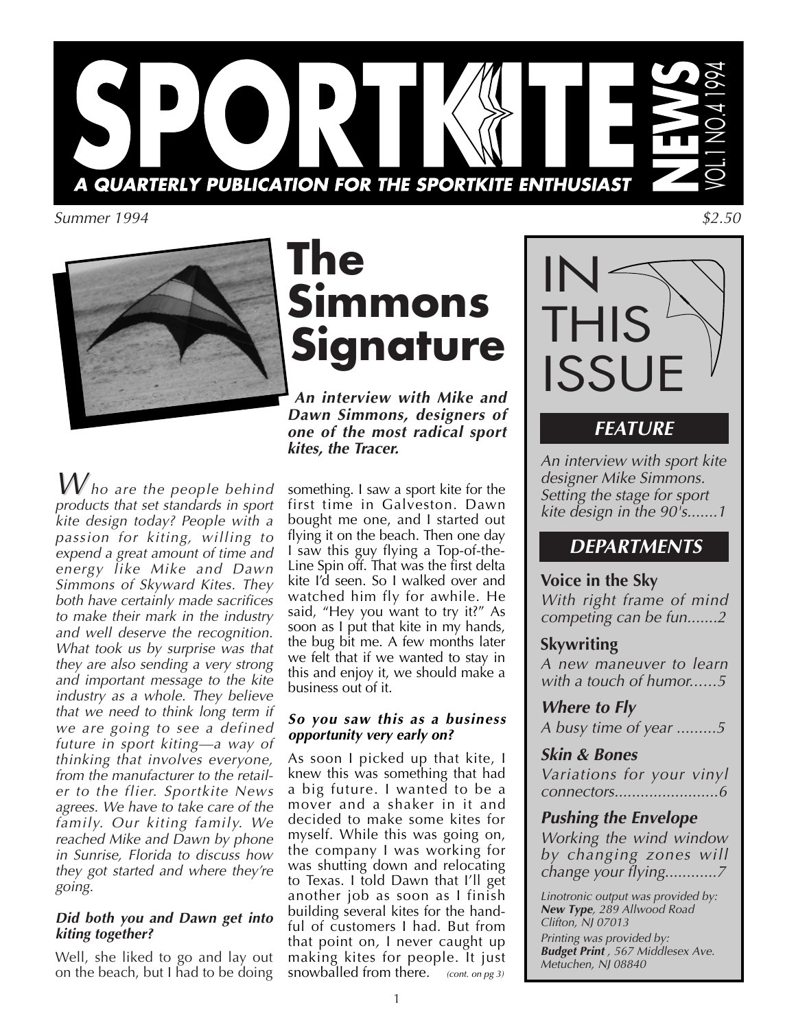# SPORTKITE NEWS

**A QUARTERLY PUBLICATION FOR THE SPORTKITE ENTHUSIAST**

VOL.1 NO.4 1994

*Summer 1994* $2.50

# The Simmons Signature

***An interview with Mike and Dawn Simmons, designers of one of the most radical sport kites, the Tracer.***

*Who are the people behind products that set standards in sport kite design today? People with a passion for kiting, willing to expend a great amount of time and energy like Mike and Dawn Simmons of Skyward Kites. They both have certainly made sacrifices to make their mark in the industry and well deserve the recognition. What took us by surprise was that they are also sending a very strong and important message to the kite industry as a whole. They believe that we need to think long term if we are going to see a defined future in sport kiting—a way of thinking that involves everyone, from the manufacturer to the retailer to the flier. Sportkite News agrees. We have to take care of the family. Our kiting family. We reached Mike and Dawn by phone in Sunrise, Florida to discuss how they got started and where they're going.*

***Did both you and Dawn get into kiting together?***

Well, she liked to go and lay out on the beach, but I had to be doing something. I saw a sport kite for the first time in Galveston. Dawn bought me one, and I started out flying it on the beach. Then one day I saw this guy flying a Top-of-the-Line Spin off. That was the first delta kite I'd seen. So I walked over and watched him fly for awhile. He said, "Hey you want to try it?" As soon as I put that kite in my hands, the bug bit me. A few months later we felt that if we wanted to stay in this and enjoy it, we should make a business out of it.

***So you saw this as a business opportunity very early on?***

As soon I picked up that kite, I knew this was something that had a big future. I wanted to be a mover and a shaker in it and decided to make some kites for myself. While this was going on, the company I was working for was shutting down and relocating to Texas. I told Dawn that I'll get another job as soon as I finish building several kites for the handful of customers I had. But from that point on, I never caught up making kites for people. It just snowballed from there. *(cont. on pg 3)*

---

# IN THIS ISSUE

## *FEATURE*

*An interview with sport kite designer Mike Simmons. Setting the stage for sport kite design in the 90's.......1*

## *DEPARTMENTS*

**Voice in the Sky**
*With right frame of mind competing can be fun.......2*

**Skywriting**
*A new maneuver to learn with a touch of humor......5*

***Where to Fly***
*A busy time of year .........5*

***Skin & Bones***
*Variations for your vinyl connectors........................6*

***Pushing the Envelope***
*Working the wind window by changing zones will change your flying............7*

*Linotronic output was provided by:*
***New Type****, 289 Allwood Road Clifton, NJ 07013*

*Printing was provided by:*
***Budget Print*** *, 567 Middlesex Ave. Metuchen, NJ 08840*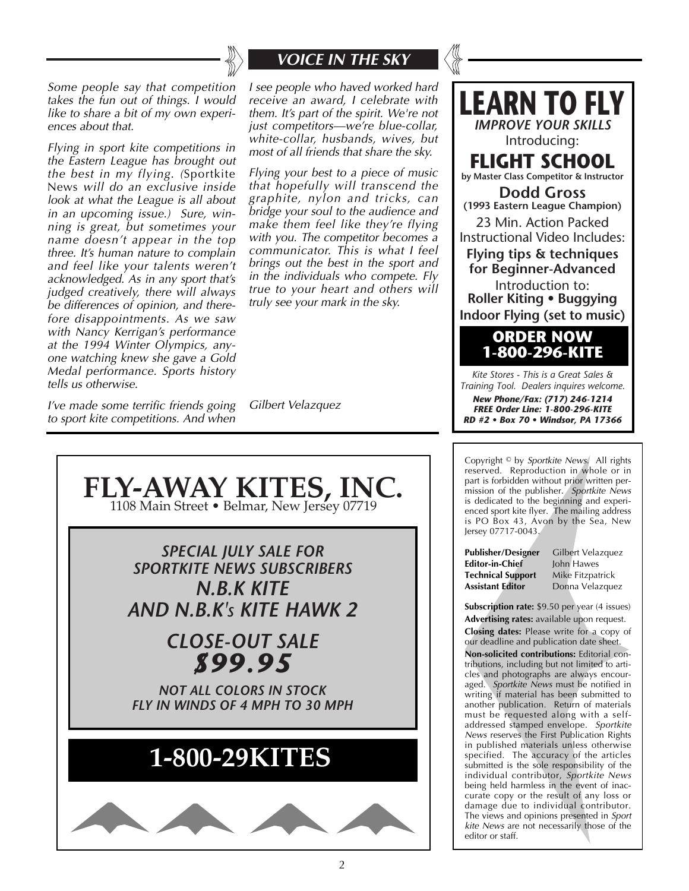## VOICE IN THE SKY

*Some people say that competition takes the fun out of things. I would like to share a bit of my own experiences about that.*

*Flying in sport kite competitions in the Eastern League has brought out the best in my flying. (*Sportkite News *will do an exclusive inside look at what the League is all about in an upcoming issue.) Sure, winning is great, but sometimes your name doesn't appear in the top three. It's human nature to complain and feel like your talents weren't acknowledged. As in any sport that's judged creatively, there will always be differences of opinion, and therefore disappointments. As we saw with Nancy Kerrigan's performance at the 1994 Winter Olympics, anyone watching knew she gave a Gold Medal performance. Sports history tells us otherwise.*

*I've made some terrific friends going to sport kite competitions. And when I see people who haved worked hard receive an award, I celebrate with them. It's part of the spirit. We're not just competitors—we're blue-collar, white-collar, husbands, wives, but most of all friends that share the sky.*

*Flying your best to a piece of music that hopefully will transcend the graphite, nylon and tricks, can bridge your soul to the audience and make them feel like they're flying with you. The competitor becomes a communicator. This is what I feel brings out the best in the sport and in the individuals who compete. Fly true to your heart and others will truly see your mark in the sky.*

*Gilbert Velazquez*

---

# LEARN TO FLY

***IMPROVE YOUR SKILLS***

Introducing:

## FLIGHT SCHOOL

**by Master Class Competitor & Instructor**

**Dodd Gross**
**(1993 Eastern League Champion)**

23 Min. Action Packed Instructional Video Includes:

**Flying tips & techniques for Beginner-Advanced**

Introduction to:
**Roller Kiting • Buggying**
**Indoor Flying (set to music)**

**ORDER NOW**
**1-800-296-KITE**

*Kite Stores - This is a Great Sales & Training Tool. Dealers inquires welcome.*

***New Phone/Fax: (717) 246-1214***
***FREE Order Line: 1-800-296-KITE***
***RD #2 • Box 70 • Windsor, PA 17366***

---

# FLY-AWAY KITES, INC.

1108 Main Street • Belmar, New Jersey 07719

***SPECIAL JULY SALE FOR SPORTKITE NEWS SUBSCRIBERS***
***N.B.K KITE***
***AND N.B.K's KITE HAWK 2***

***CLOSE-OUT SALE***
***$99.95***

***NOT ALL COLORS IN STOCK***
***FLY IN WINDS OF 4 MPH TO 30 MPH***

**1-800-29KITES**

---

Copyright © by *Sportkite News*. All rights reserved. Reproduction in whole or in part is forbidden without prior written permission of the publisher. *Sportkite News* is dedicated to the beginning and experienced sport kite flyer. The mailing address is PO Box 43, Avon by the Sea, New Jersey 07717-0043.

| | |
|---|---|
| **Publisher/Designer** | Gilbert Velazquez |
| **Editor-in-Chief** | John Hawes |
| **Technical Support** | Mike Fitzpatrick |
| **Assistant Editor** | Donna Velazquez |

**Subscription rate:** $9.50 per year (4 issues)

**Advertising rates:** available upon request.

**Closing dates:** Please write for a copy of our deadline and publication date sheet.

**Non-solicited contributions:** Editorial contributions, including but not limited to articles and photographs are always encouraged. *Sportkite News* must be notified in writing if material has been submitted to another publication. Return of materials must be requested along with a self-addressed stamped envelope. *Sportkite News* reserves the First Publication Rights in published materials unless otherwise specified. The accuracy of the articles submitted is the sole responsibility of the individual contributor, *Sportkite News* being held harmless in the event of inaccurate copy or the result of any loss or damage due to individual contributor. The views and opinions presented in *Sport kite News* are not necessarily those of the editor or staff.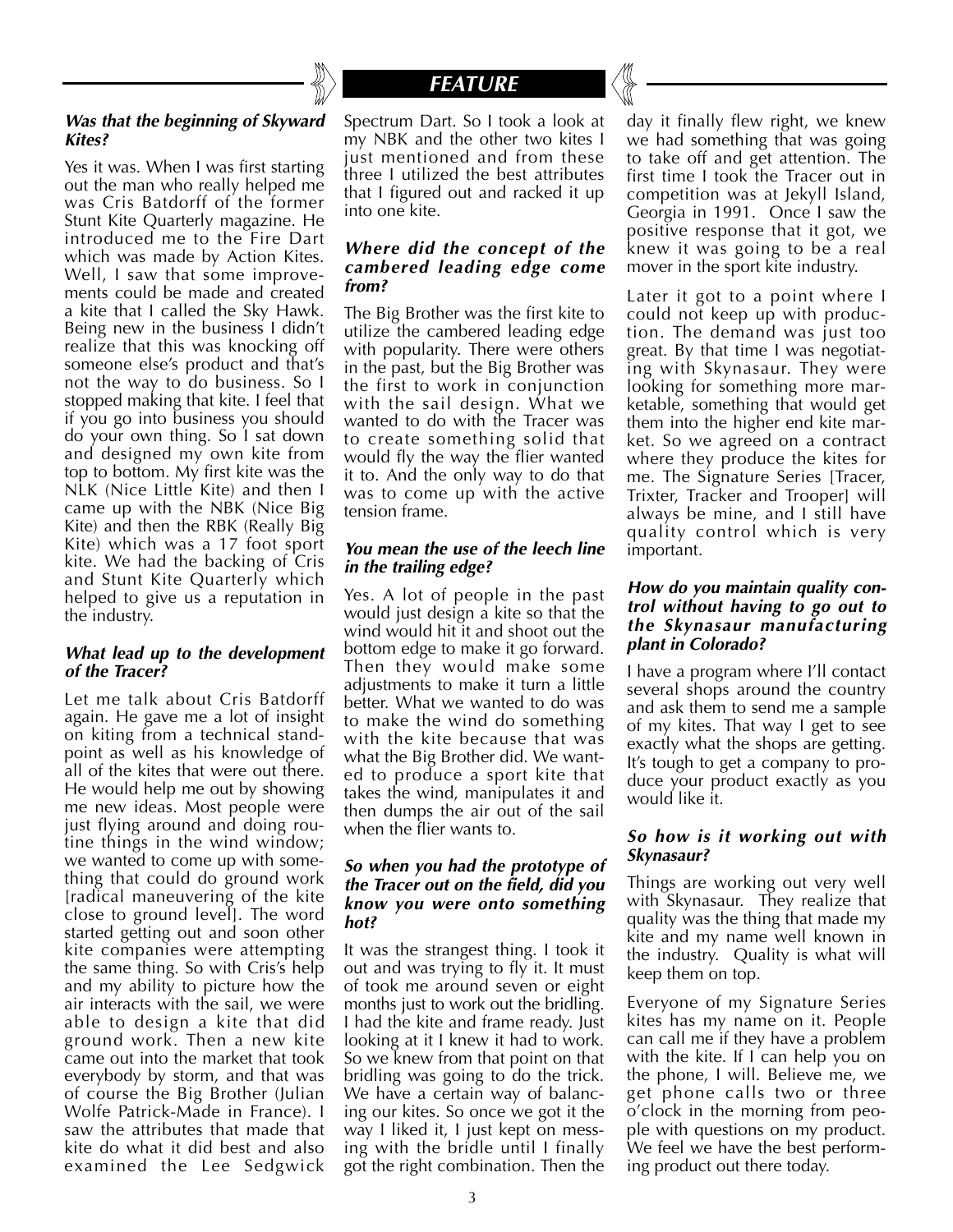## FEATURE

***Was that the beginning of Skyward Kites?***

Yes it was. When I was first starting out the man who really helped me was Cris Batdorff of the former Stunt Kite Quarterly magazine. He introduced me to the Fire Dart which was made by Action Kites. Well, I saw that some improvements could be made and created a kite that I called the Sky Hawk. Being new in the business I didn't realize that this was knocking off someone else's product and that's not the way to do business. So I stopped making that kite. I feel that if you go into business you should do your own thing. So I sat down and designed my own kite from top to bottom. My first kite was the NLK (Nice Little Kite) and then I came up with the NBK (Nice Big Kite) and then the RBK (Really Big Kite) which was a 17 foot sport kite. We had the backing of Cris and Stunt Kite Quarterly which helped to give us a reputation in the industry.

***What lead up to the development of the Tracer?***

Let me talk about Cris Batdorff again. He gave me a lot of insight on kiting from a technical standpoint as well as his knowledge of all of the kites that were out there. He would help me out by showing me new ideas. Most people were just flying around and doing routine things in the wind window; we wanted to come up with something that could do ground work [radical maneuvering of the kite close to ground level]. The word started getting out and soon other kite companies were attempting the same thing. So with Cris's help and my ability to picture how the air interacts with the sail, we were able to design a kite that did ground work. Then a new kite came out into the market that took everybody by storm, and that was of course the Big Brother (Julian Wolfe Patrick-Made in France). I saw the attributes that made that kite do what it did best and also examined the Lee Sedgwick Spectrum Dart. So I took a look at my NBK and the other two kites I just mentioned and from these three I utilized the best attributes that I figured out and racked it up into one kite.

***Where did the concept of the cambered leading edge come from?***

The Big Brother was the first kite to utilize the cambered leading edge with popularity. There were others in the past, but the Big Brother was the first to work in conjunction with the sail design. What we wanted to do with the Tracer was to create something solid that would fly the way the flier wanted it to. And the only way to do that was to come up with the active tension frame.

***You mean the use of the leech line in the trailing edge?***

Yes. A lot of people in the past would just design a kite so that the wind would hit it and shoot out the bottom edge to make it go forward. Then they would make some adjustments to make it turn a little better. What we wanted to do was to make the wind do something with the kite because that was what the Big Brother did. We wanted to produce a sport kite that takes the wind, manipulates it and then dumps the air out of the sail when the flier wants to.

***So when you had the prototype of the Tracer out on the field, did you know you were onto something hot?***

It was the strangest thing. I took it out and was trying to fly it. It must of took me around seven or eight months just to work out the bridling. I had the kite and frame ready. Just looking at it I knew it had to work. So we knew from that point on that bridling was going to do the trick. We have a certain way of balancing our kites. So once we got it the way I liked it, I just kept on messing with the bridle until I finally got the right combination. Then the day it finally flew right, we knew we had something that was going to take off and get attention. The first time I took the Tracer out in competition was at Jekyll Island, Georgia in 1991. Once I saw the positive response that it got, we knew it was going to be a real mover in the sport kite industry.

Later it got to a point where I could not keep up with production. The demand was just too great. By that time I was negotiating with Skynasaur. They were looking for something more marketable, something that would get them into the higher end kite market. So we agreed on a contract where they produce the kites for me. The Signature Series [Tracer, Trixter, Tracker and Trooper] will always be mine, and I still have quality control which is very important.

***How do you maintain quality control without having to go out to the Skynasaur manufacturing plant in Colorado?***

I have a program where I'll contact several shops around the country and ask them to send me a sample of my kites. That way I get to see exactly what the shops are getting. It's tough to get a company to produce your product exactly as you would like it.

***So how is it working out with Skynasaur?***

Things are working out very well with Skynasaur. They realize that quality was the thing that made my kite and my name well known in the industry. Quality is what will keep them on top.

Everyone of my Signature Series kites has my name on it. People can call me if they have a problem with the kite. If I can help you on the phone, I will. Believe me, we get phone calls two or three o'clock in the morning from people with questions on my product. We feel we have the best performing product out there today.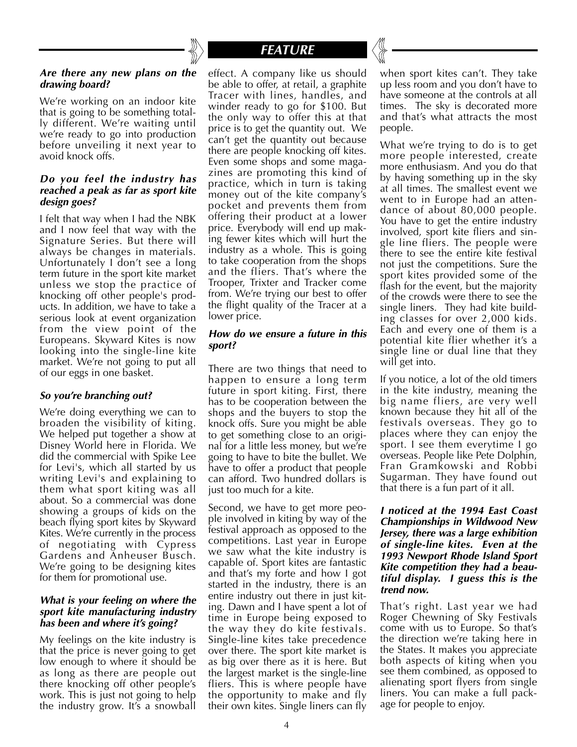***Are there any new plans on the drawing board?***

We're working on an indoor kite that is going to be something totally different. We're waiting until we're ready to go into production before unveiling it next year to avoid knock offs.

***Do you feel the industry has reached a peak as far as sport kite design goes?***

I felt that way when I had the NBK and I now feel that way with the Signature Series. But there will always be changes in materials. Unfortunately I don't see a long term future in the sport kite market unless we stop the practice of knocking off other people's products. In addition, we have to take a serious look at event organization from the view point of the Europeans. Skyward Kites is now looking into the single-line kite market. We're not going to put all of our eggs in one basket.

***So you're branching out?***

We're doing everything we can to broaden the visibility of kiting. We helped put together a show at Disney World here in Florida. We did the commercial with Spike Lee for Levi's, which all started by us writing Levi's and explaining to them what sport kiting was all about. So a commercial was done showing a groups of kids on the beach flying sport kites by Skyward Kites. We're currently in the process of negotiating with Cypress Gardens and Anheuser Busch. We're going to be designing kites for them for promotional use.

***What is your feeling on where the sport kite manufacturing industry has been and where it's going?***

My feelings on the kite industry is that the price is never going to get low enough to where it should be as long as there are people out there knocking off other people's work. This is just not going to help the industry grow. It's a snowball effect. A company like us should be able to offer, at retail, a graphite Tracer with lines, handles, and winder ready to go for $100. But the only way to offer this at that price is to get the quantity out. We can't get the quantity out because there are people knocking off kites. Even some shops and some magazines are promoting this kind of practice, which in turn is taking money out of the kite company's pocket and prevents them from offering their product at a lower price. Everybody will end up making fewer kites which will hurt the industry as a whole. This is going to take cooperation from the shops and the fliers. That's where the Trooper, Trixter and Tracker come from. We're trying our best to offer the flight quality of the Tracer at a lower price.

***How do we ensure a future in this sport?***

There are two things that need to happen to ensure a long term future in sport kiting. First, there has to be cooperation between the shops and the buyers to stop the knock offs. Sure you might be able to get something close to an original for a little less money, but we're going to have to bite the bullet. We have to offer a product that people can afford. Two hundred dollars is just too much for a kite.

Second, we have to get more people involved in kiting by way of the festival approach as opposed to the competitions. Last year in Europe we saw what the kite industry is capable of. Sport kites are fantastic and that's my forte and how I got started in the industry, there is an entire industry out there in just kiting. Dawn and I have spent a lot of time in Europe being exposed to the way they do kite festivals. Single-line kites take precedence over there. The sport kite market is as big over there as it is here. But the largest market is the single-line fliers. This is where people have the opportunity to make and fly their own kites. Single liners can fly when sport kites can't. They take up less room and you don't have to have someone at the controls at all times. The sky is decorated more and that's what attracts the most people.

What we're trying to do is to get more people interested, create more enthusiasm. And you do that by having something up in the sky at all times. The smallest event we went to in Europe had an attendance of about 80,000 people. You have to get the entire industry involved, sport kite fliers and single line fliers. The people were there to see the entire kite festival not just the competitions. Sure the sport kites provided some of the flash for the event, but the majority of the crowds were there to see the single liners. They had kite building classes for over 2,000 kids. Each and every one of them is a potential kite flier whether it's a single line or dual line that they will get into.

If you notice, a lot of the old timers in the kite industry, meaning the big name fliers, are very well known because they hit all of the festivals overseas. They go to places where they can enjoy the sport. I see them everytime I go overseas. People like Pete Dolphin, Fran Gramkowski and Robbi Sugarman. They have found out that there is a fun part of it all.

***I noticed at the 1994 East Coast Championships in Wildwood New Jersey, there was a large exhibition of single-line kites. Even at the 1993 Newport Rhode Island Sport Kite competition they had a beautiful display. I guess this is the trend now.***

That's right. Last year we had Roger Chewning of Sky Festivals come with us to Europe. So that's the direction we're taking here in the States. It makes you appreciate both aspects of kiting when you see them combined, as opposed to alienating sport flyers from single liners. You can make a full package for people to enjoy.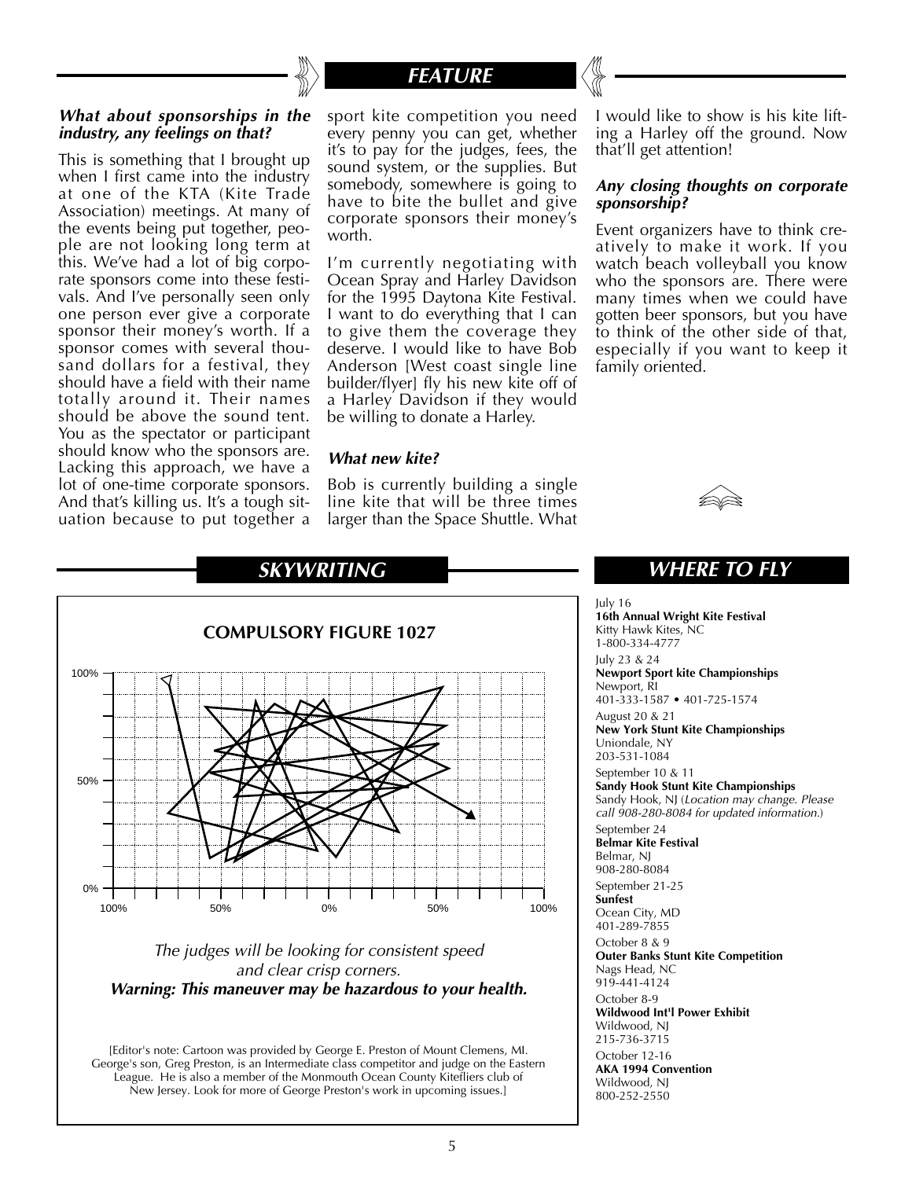## FEATURE

***What about sponsorships in the industry, any feelings on that?***

This is something that I brought up when I first came into the industry at one of the KTA (Kite Trade Association) meetings. At many of the events being put together, people are not looking long term at this. We've had a lot of big corporate sponsors come into these festivals. And I've personally seen only one person ever give a corporate sponsor their money's worth. If a sponsor comes with several thousand dollars for a festival, they should have a field with their name totally around it. Their names should be above the sound tent. You as the spectator or participant should know who the sponsors are. Lacking this approach, we have a lot of one-time corporate sponsors. And that's killing us. It's a tough situation because to put together a sport kite competition you need every penny you can get, whether it's to pay for the judges, fees, the sound system, or the supplies. But somebody, somewhere is going to have to bite the bullet and give corporate sponsors their money's worth.

I'm currently negotiating with Ocean Spray and Harley Davidson for the 1995 Daytona Kite Festival. I want to do everything that I can to give them the coverage they deserve. I would like to have Bob Anderson [West coast single line builder/flyer] fly his new kite off of a Harley Davidson if they would be willing to donate a Harley.

***What new kite?***

Bob is currently building a single line kite that will be three times larger than the Space Shuttle. What I would like to show is his kite lifting a Harley off the ground. Now that'll get attention!

***Any closing thoughts on corporate sponsorship?***

Event organizers have to think creatively to make it work. If you watch beach volleyball you know who the sponsors are. There were many times when we could have gotten beer sponsors, but you have to think of the other side of that, especially if you want to keep it family oriented.

## SKYWRITING

**COMPULSORY FIGURE 1027**

*The judges will be looking for consistent speed and clear crisp corners.*

***Warning: This maneuver may be hazardous to your health.***

[Editor's note: Cartoon was provided by George E. Preston of Mount Clemens, MI. George's son, Greg Preston, is an Intermediate class competitor and judge on the Eastern League. He is also a member of the Monmouth Ocean County Kitefliers club of New Jersey. Look for more of George Preston's work in upcoming issues.]

## WHERE TO FLY

July 16
**16th Annual Wright Kite Festival**
Kitty Hawk Kites, NC
1-800-334-4777

July 23 & 24
**Newport Sport kite Championships**
Newport, RI
401-333-1587 • 401-725-1574

August 20 & 21
**New York Stunt Kite Championships**
Uniondale, NY
203-531-1084

September 10 & 11
**Sandy Hook Stunt Kite Championships**
Sandy Hook, NJ (*Location may change. Please call 908-280-8084 for updated information.*)

September 24
**Belmar Kite Festival**
Belmar, NJ
908-280-8084

September 21-25
**Sunfest**
Ocean City, MD
401-289-7855

October 8 & 9
**Outer Banks Stunt Kite Competition**
Nags Head, NC
919-441-4124

October 8-9
**Wildwood Int'l Power Exhibit**
Wildwood, NJ
215-736-3715

October 12-16
**AKA 1994 Convention**
Wildwood, NJ
800-252-2550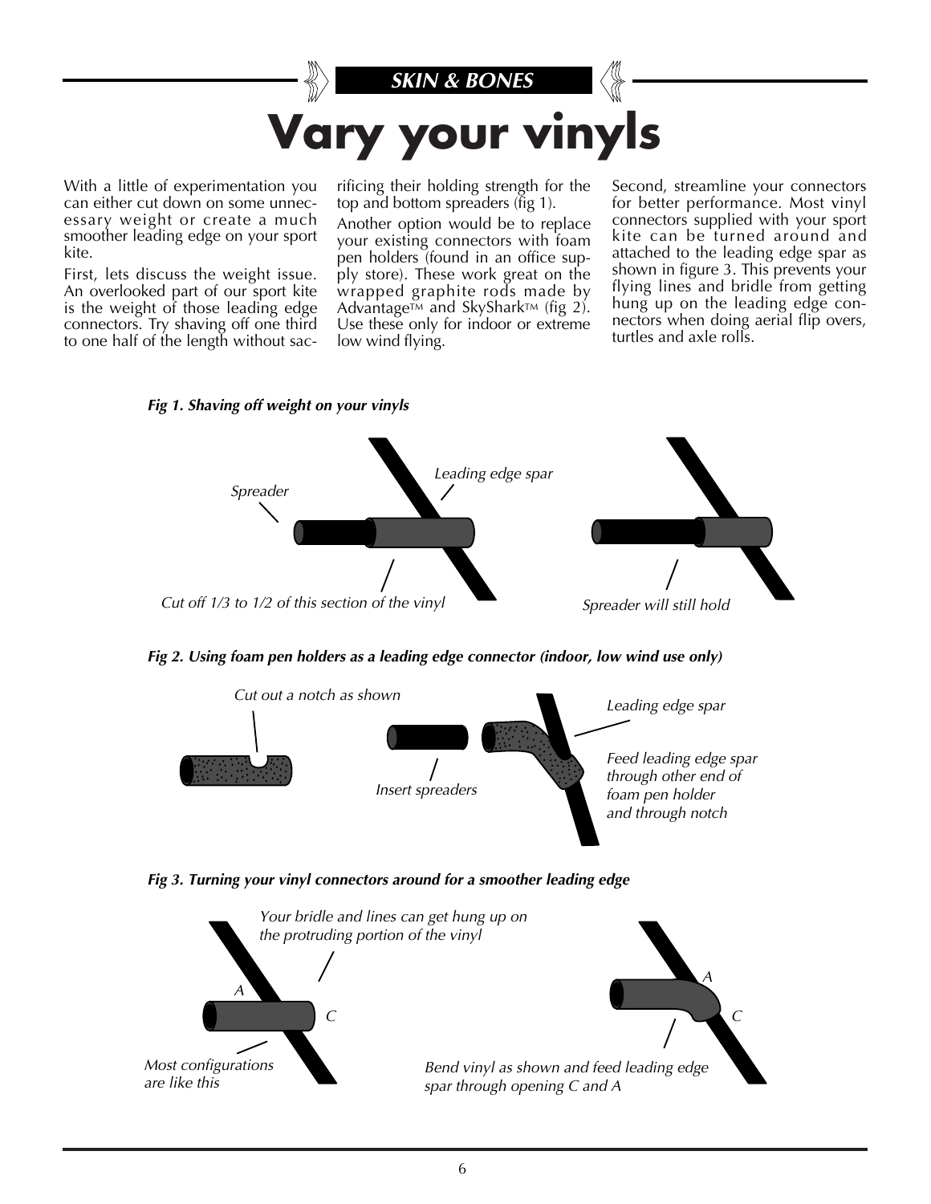SKIN & BONES

# Vary your vinyls

With a little of experimentation you can either cut down on some unnecessary weight or create a much smoother leading edge on your sport kite.

First, lets discuss the weight issue. An overlooked part of our sport kite is the weight of those leading edge connectors. Try shaving off one third to one half of the length without sacrificing their holding strength for the top and bottom spreaders (fig 1).

Another option would be to replace your existing connectors with foam pen holders (found in an office supply store). These work great on the wrapped graphite rods made by Advantage™ and SkyShark™ (fig 2). Use these only for indoor or extreme low wind flying.

Second, streamline your connectors for better performance. Most vinyl connectors supplied with your sport kite can be turned around and attached to the leading edge spar as shown in figure 3. This prevents your flying lines and bridle from getting hung up on the leading edge connectors when doing aerial flip overs, turtles and axle rolls.

***Fig 1. Shaving off weight on your vinyls***

*Spreader*

*Leading edge spar*

*Cut off 1/3 to 1/2 of this section of the vinyl*

*Spreader will still hold*

***Fig 2. Using foam pen holders as a leading edge connector (indoor, low wind use only)***

*Cut out a notch as shown*

*Insert spreaders*

*Leading edge spar*

*Feed leading edge spar through other end of foam pen holder and through notch*

***Fig 3. Turning your vinyl connectors around for a smoother leading edge***

*Your bridle and lines can get hung up on the protruding portion of the vinyl*

*Most configurations are like this*

*Bend vinyl as shown and feed leading edge spar through opening C and A*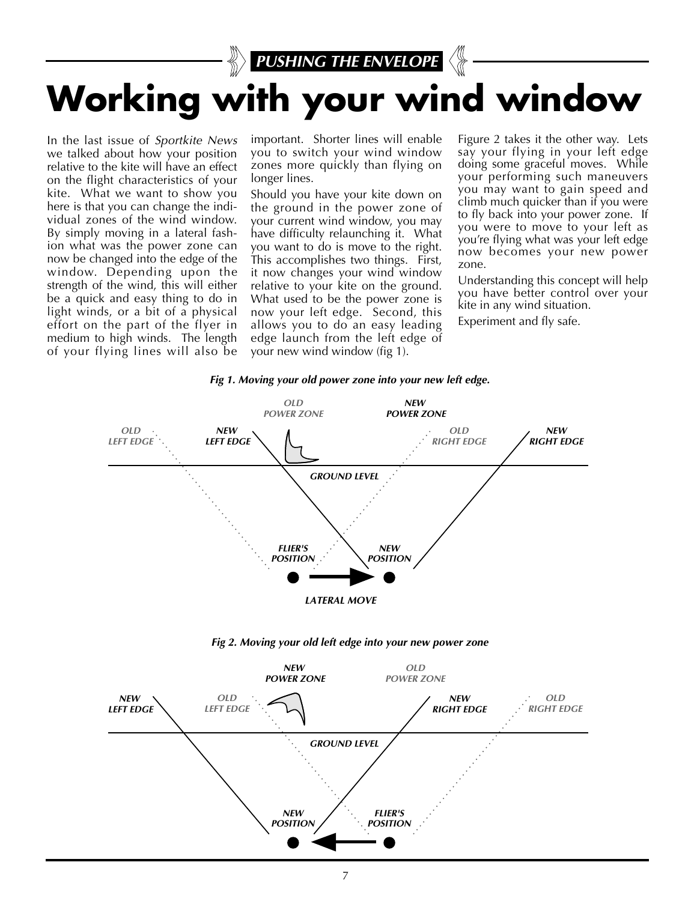PUSHING THE ENVELOPE

# Working with your wind window

In the last issue of *Sportkite News* we talked about how your position relative to the kite will have an effect on the flight characteristics of your kite. What we want to show you here is that you can change the individual zones of the wind window. By simply moving in a lateral fashion what was the power zone can now be changed into the edge of the window. Depending upon the strength of the wind, this will either be a quick and easy thing to do in light winds, or a bit of a physical effort on the part of the flyer in medium to high winds. The length of your flying lines will also be important. Shorter lines will enable you to switch your wind window zones more quickly than flying on longer lines.

Should you have your kite down on the ground in the power zone of your current wind window, you may have difficulty relaunching it. What you want to do is move to the right. This accomplishes two things. First, it now changes your wind window relative to your kite on the ground. What used to be the power zone is now your left edge. Second, this allows you to do an easy leading edge launch from the left edge of your new wind window (fig 1).

Figure 2 takes it the other way. Lets say your flying in your left edge doing some graceful moves. While your performing such maneuvers you may want to gain speed and climb much quicker than if you were to fly back into your power zone. If you were to move to your left as you're flying what was your left edge now becomes your new power zone.

Understanding this concept will help you have better control over your kite in any wind situation.

Experiment and fly safe.

***Fig 1. Moving your old power zone into your new left edge.***

***Fig 2. Moving your old left edge into your new power zone***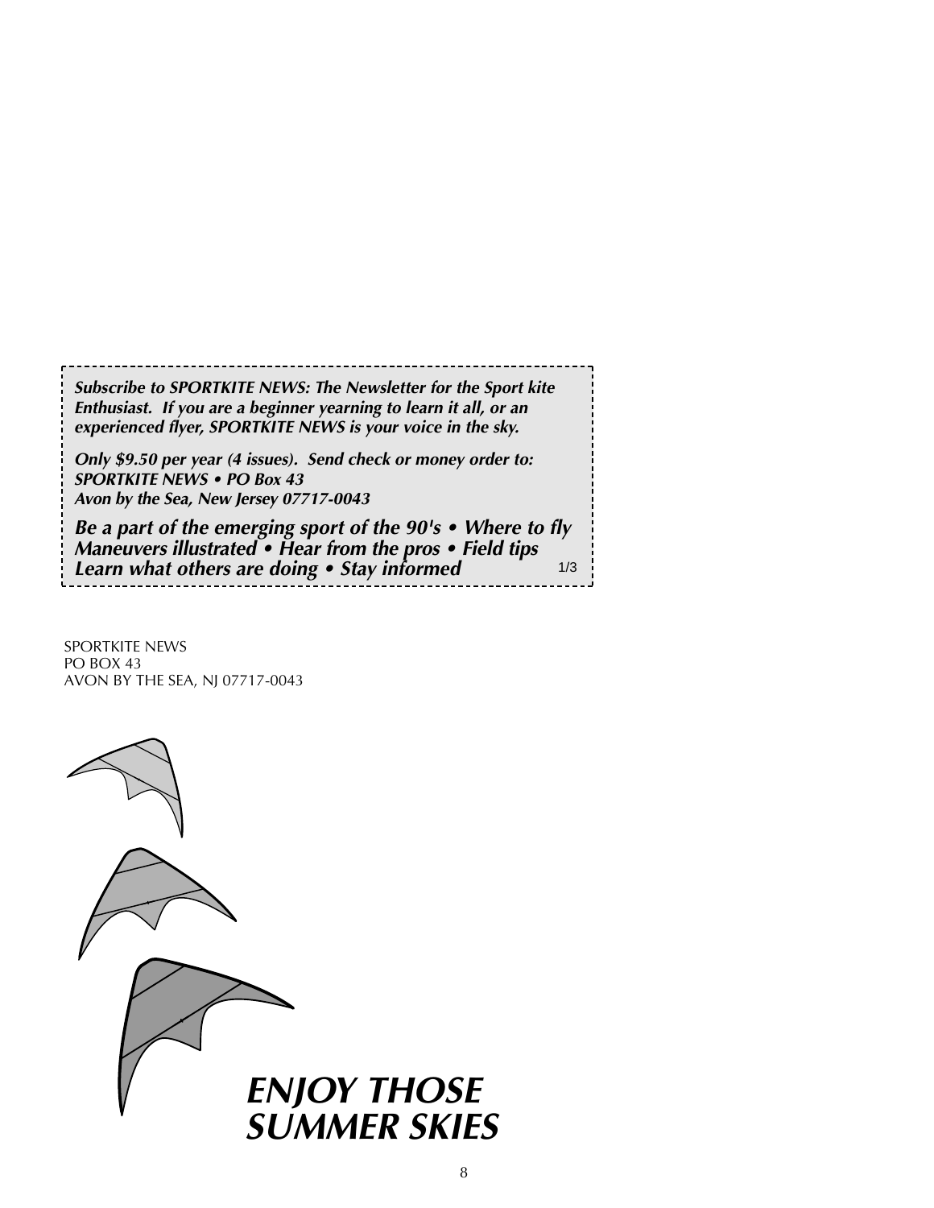***Subscribe to SPORTKITE NEWS: The Newsletter for the Sport kite Enthusiast. If you are a beginner yearning to learn it all, or an experienced flyer, SPORTKITE NEWS is your voice in the sky.***

***Only $9.50 per year (4 issues). Send check or money order to:***
***SPORTKITE NEWS • PO Box 43***
***Avon by the Sea, New Jersey 07717-0043***

***Be a part of the emerging sport of the 90's • Where to fly***
***Maneuvers illustrated • Hear from the pros • Field tips***
***Learn what others are doing • Stay informed*** 1/3

SPORTKITE NEWS
PO BOX 43
AVON BY THE SEA, NJ 07717-0043

***ENJOY THOSE SUMMER SKIES***